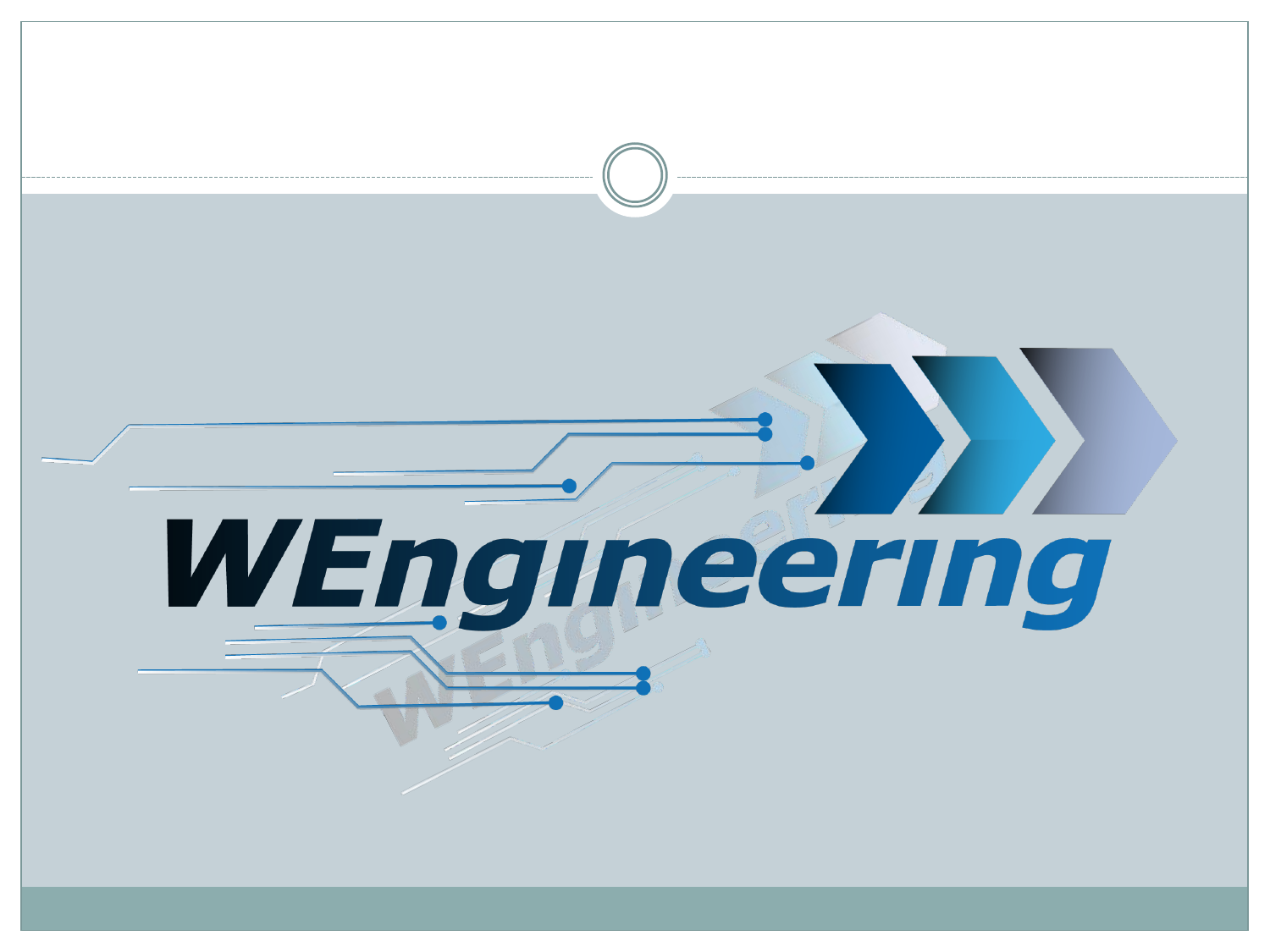WEngineering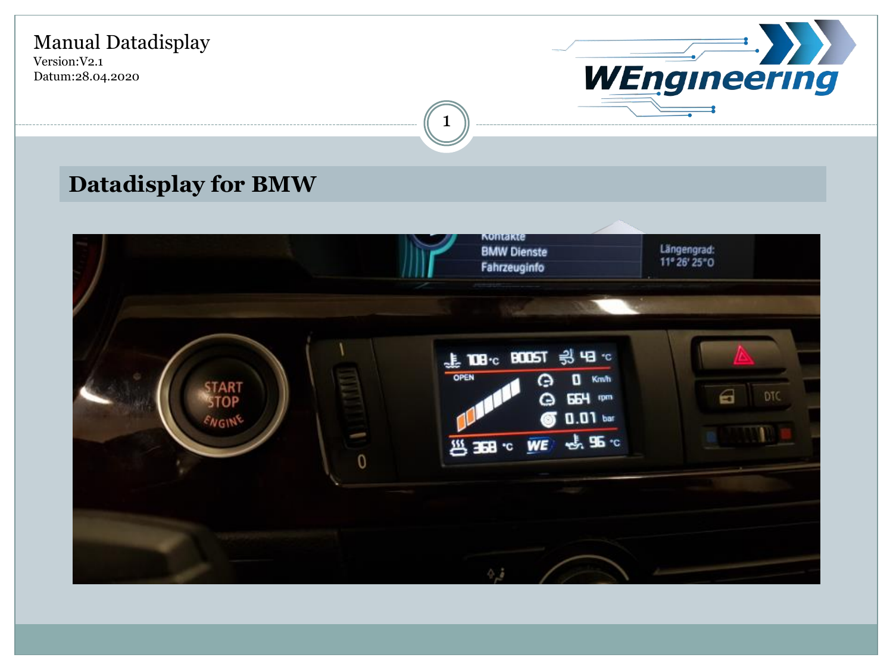Manual Datadisplay
Version:V2.1
Datum:28.04.2020

## Datadisplay for BMW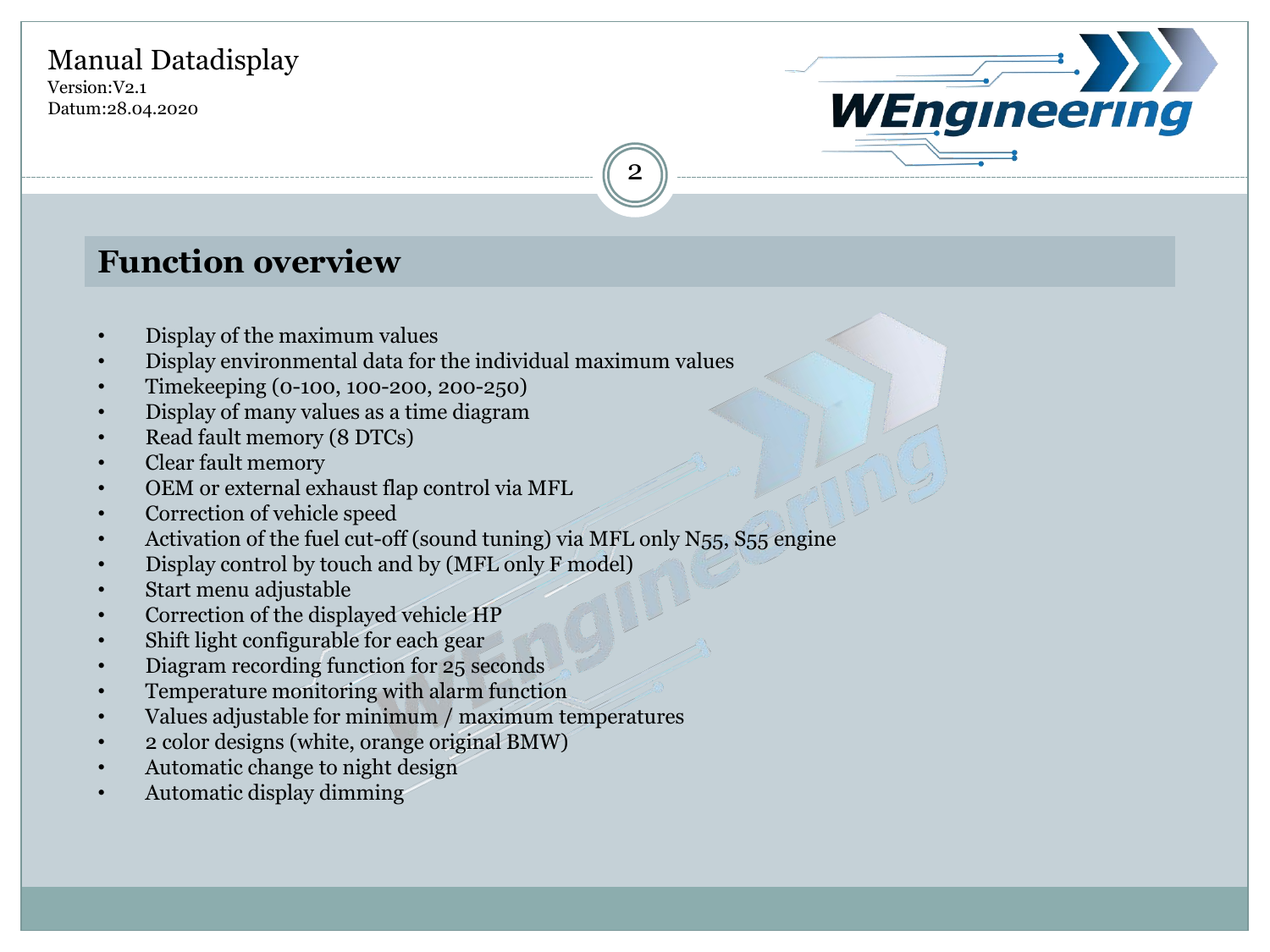## Function overview

- Display of the maximum values
- Display environmental data for the individual maximum values
- Timekeeping (0-100, 100-200, 200-250)
- Display of many values as a time diagram
- Read fault memory (8 DTCs)
- Clear fault memory
- OEM or external exhaust flap control via MFL
- Correction of vehicle speed
- Activation of the fuel cut-off (sound tuning) via MFL only N55, S55 engine
- Display control by touch and by (MFL only F model)
- Start menu adjustable
- Correction of the displayed vehicle HP
- Shift light configurable for each gear
- Diagram recording function for 25 seconds
- Temperature monitoring with alarm function
- Values adjustable for minimum / maximum temperatures
- 2 color designs (white, orange original BMW)
- Automatic change to night design
- Automatic display dimming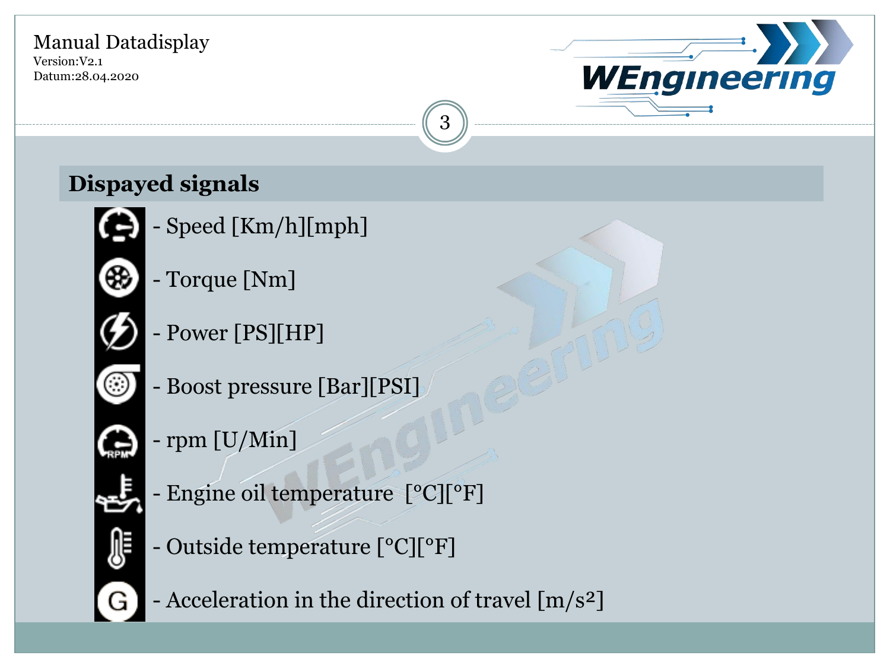## Dispayed signals

- Speed [Km/h][mph]
- Torque [Nm]
- Power [PS][HP]
- Boost pressure [Bar][PSI]
- rpm [U/Min]
- Engine oil temperature [°C][°F]
- Outside temperature [°C][°F]
- Acceleration in the direction of travel [$m/s^2$]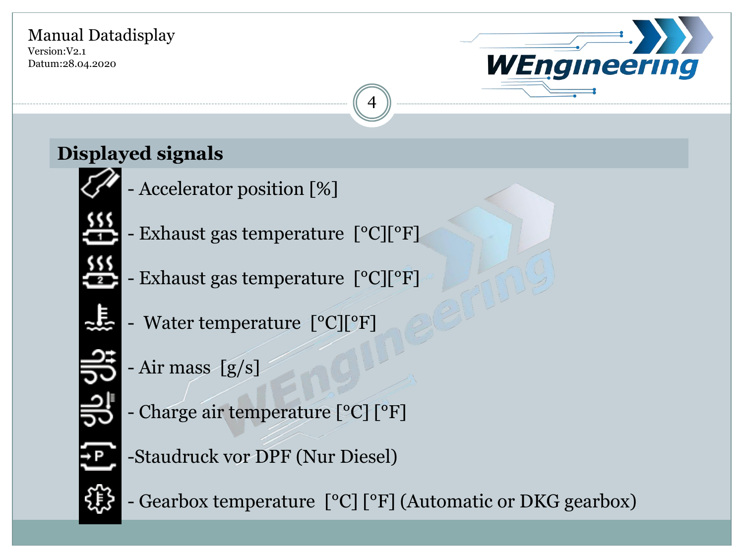## Displayed signals

- Accelerator position [%]
- Exhaust gas temperature [°C][°F]
- Exhaust gas temperature [°C][°F]
- Water temperature [°C][°F]
- Air mass [g/s]
- Charge air temperature [°C] [°F]
- Staudruck vor DPF (Nur Diesel)
- Gearbox temperature [°C] [°F] (Automatic or DKG gearbox)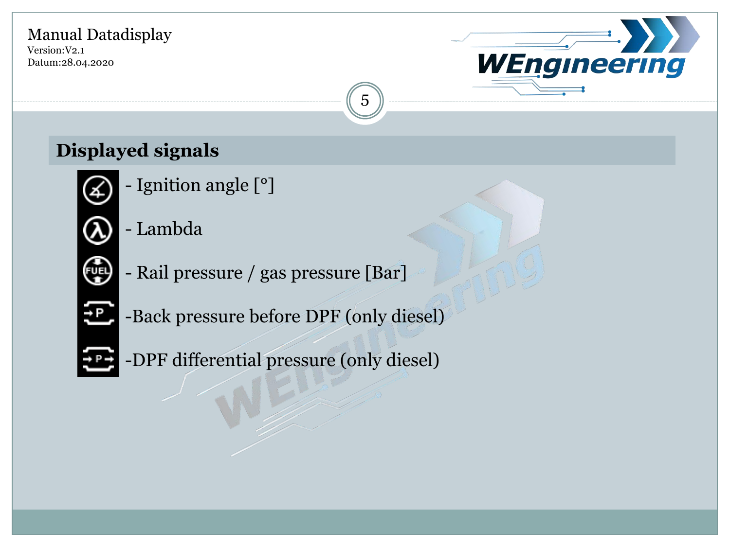## Displayed signals

- Ignition angle [°]
- Lambda
- Rail pressure / gas pressure [Bar]
- Back pressure before DPF (only diesel)
- DPF differential pressure (only diesel)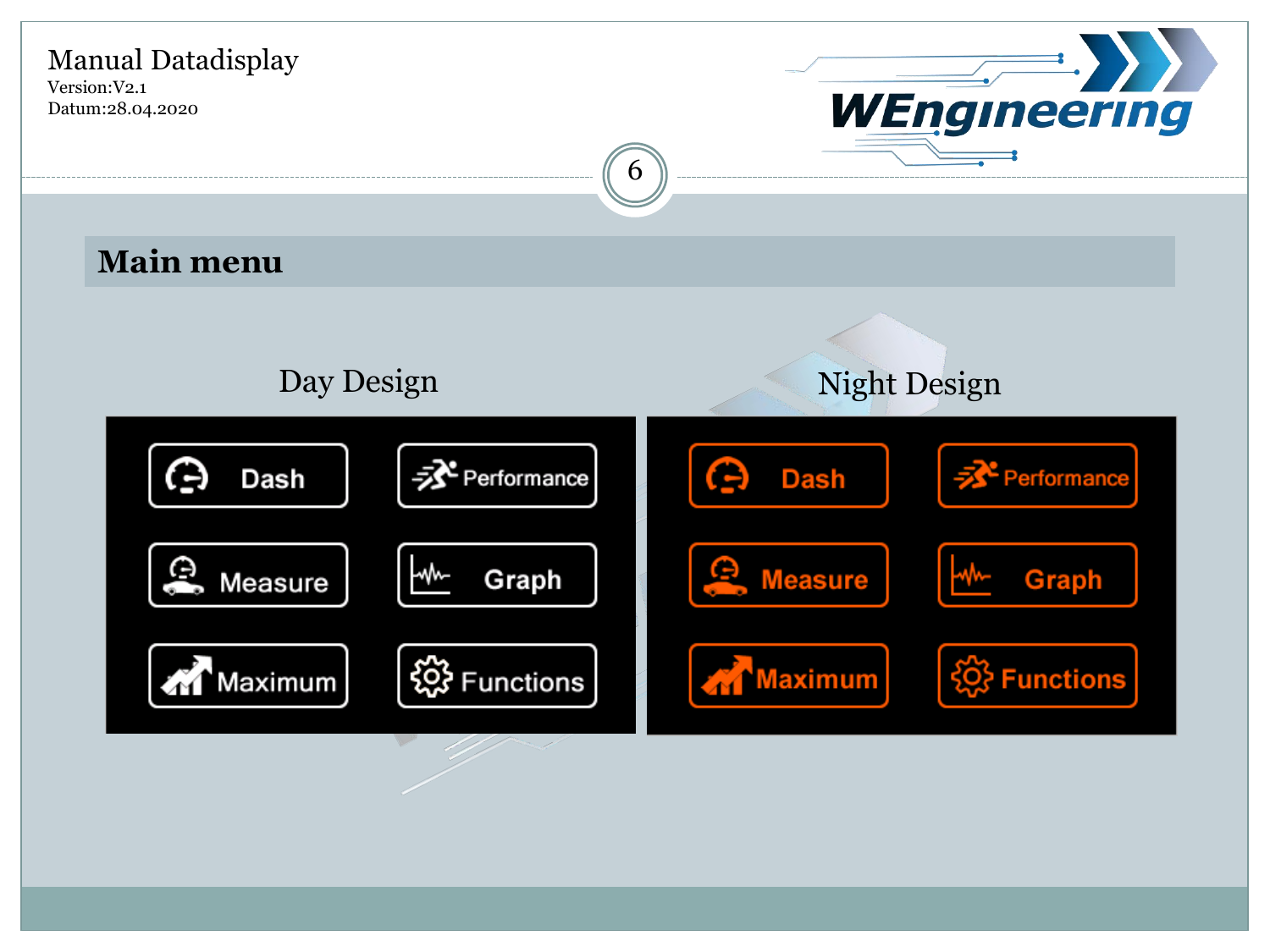## Main menu

Day Design

Night Design

| Dash | Performance |
| --- | --- |
| Measure | Graph |
| Maximum | Functions |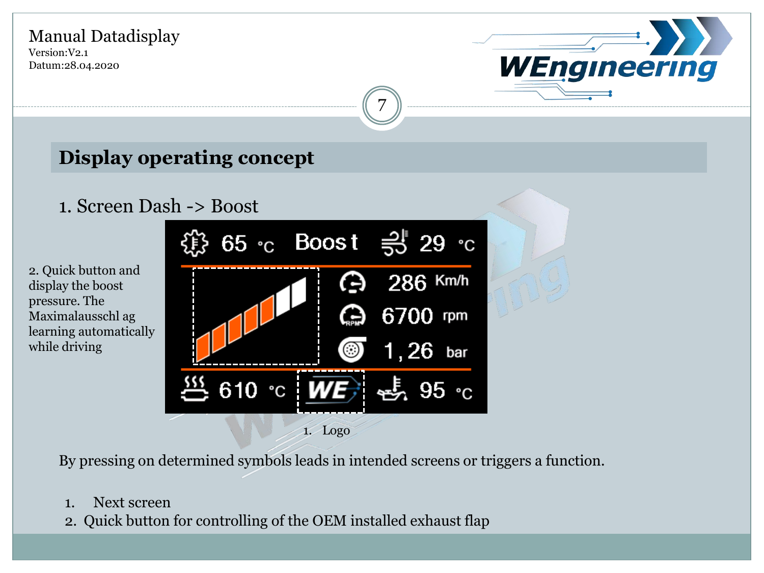## Display operating concept

1. Screen Dash -> Boost

2. Quick button and display the boost pressure. The Maximalausschl ag learning automatically while driving

1. Logo

By pressing on determined symbols leads in intended screens or triggers a function.

1. Next screen
2. Quick button for controlling of the OEM installed exhaust flap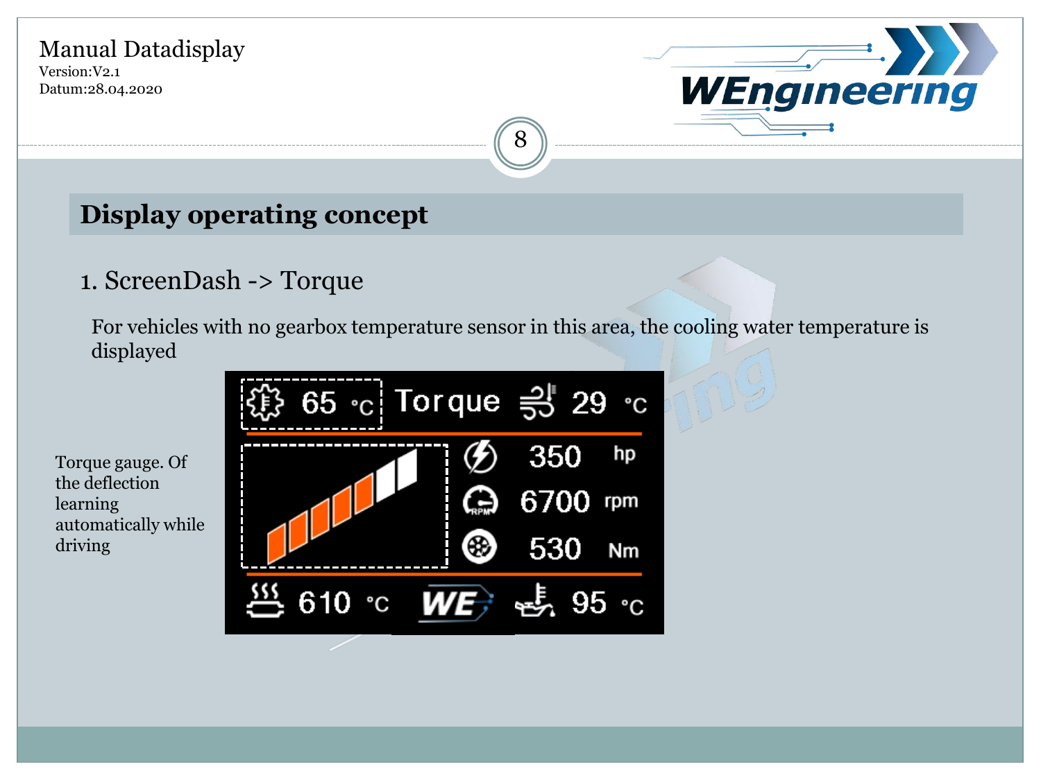# Display operating concept

## 1. ScreenDash -> Torque

For vehicles with no gearbox temperature sensor in this area, the cooling water temperature is displayed

Torque gauge. Of the deflection learning automatically while driving

65 °C Torque 29 °C

350 hp

6700 rpm

530 Nm

610 °C WE 95 °C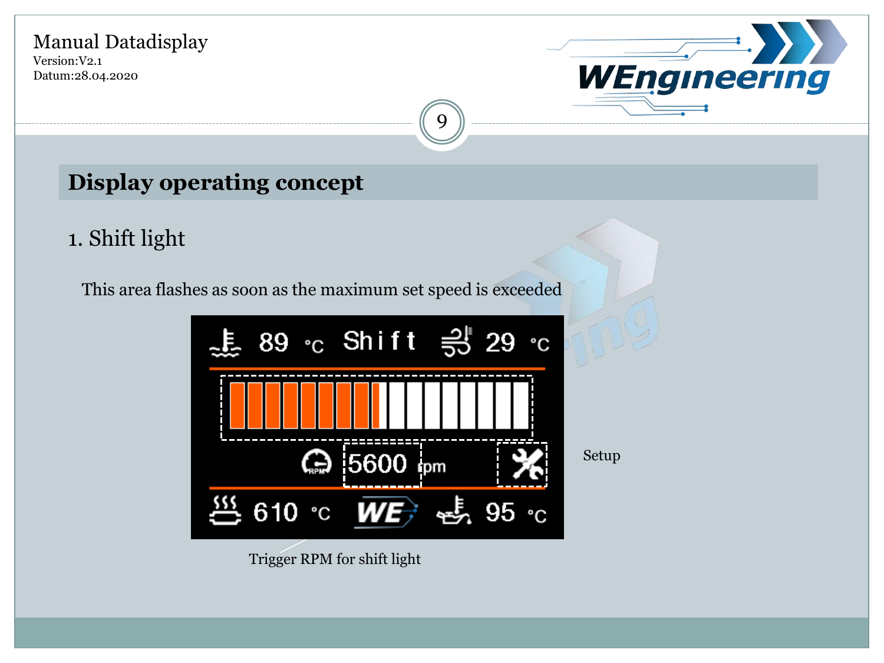# Display operating concept

## 1. Shift light

This area flashes as soon as the maximum set speed is exceeded

Setup

Trigger RPM for shift light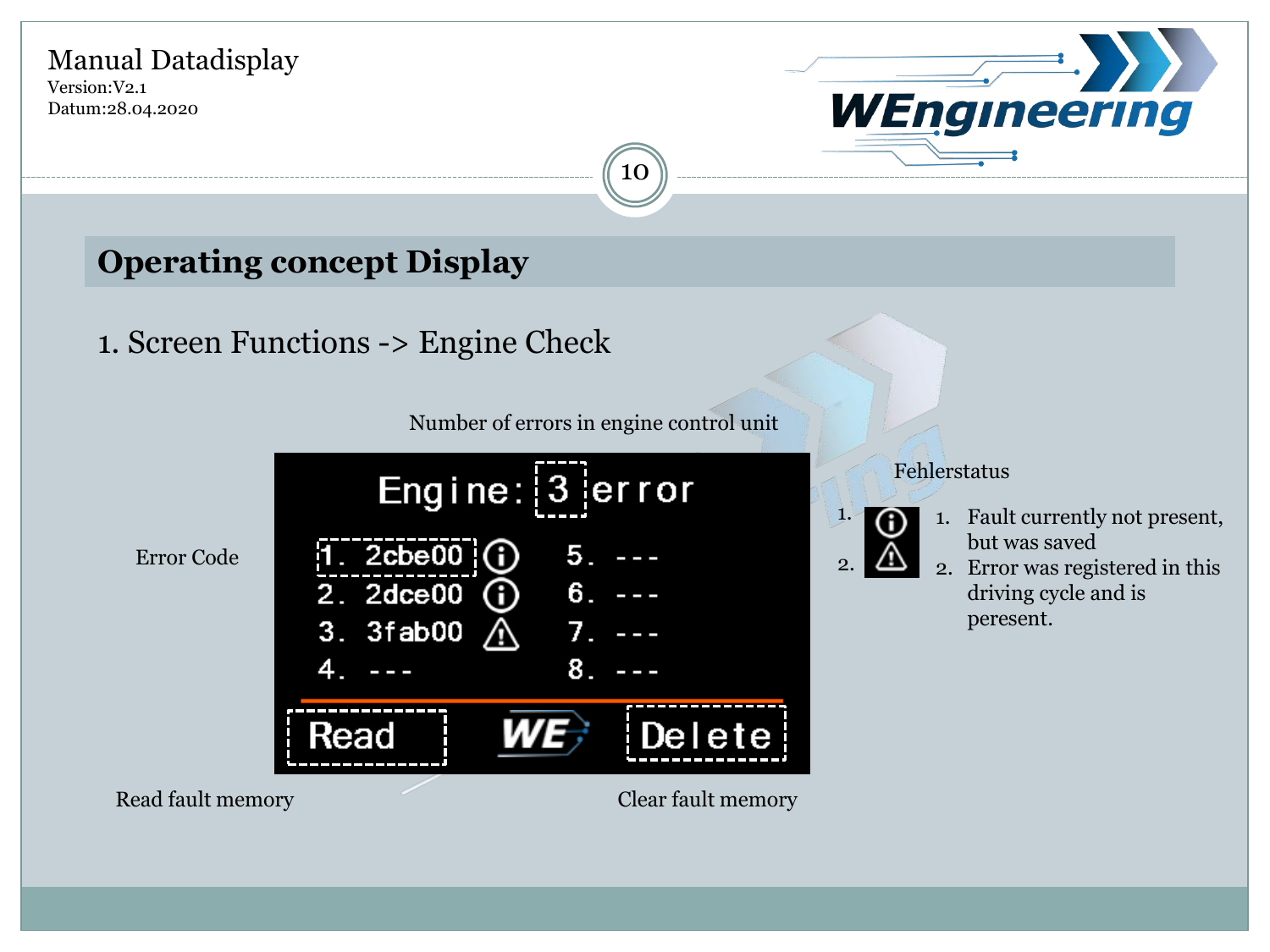## Operating concept Display

### 1. Screen Functions -> Engine Check

Number of errors in engine control unit

Error Code

Engine: 3 error

1. 2cbe00
2. 2dce00
3. 3fab00
4. ---
5. ---
6. ---
7. ---
8. ---

Read

Delete

Read fault memory

Clear fault memory

Fehlerstatus

1. Fault currently not present, but was saved
2. Error was registered in this driving cycle and is peresent.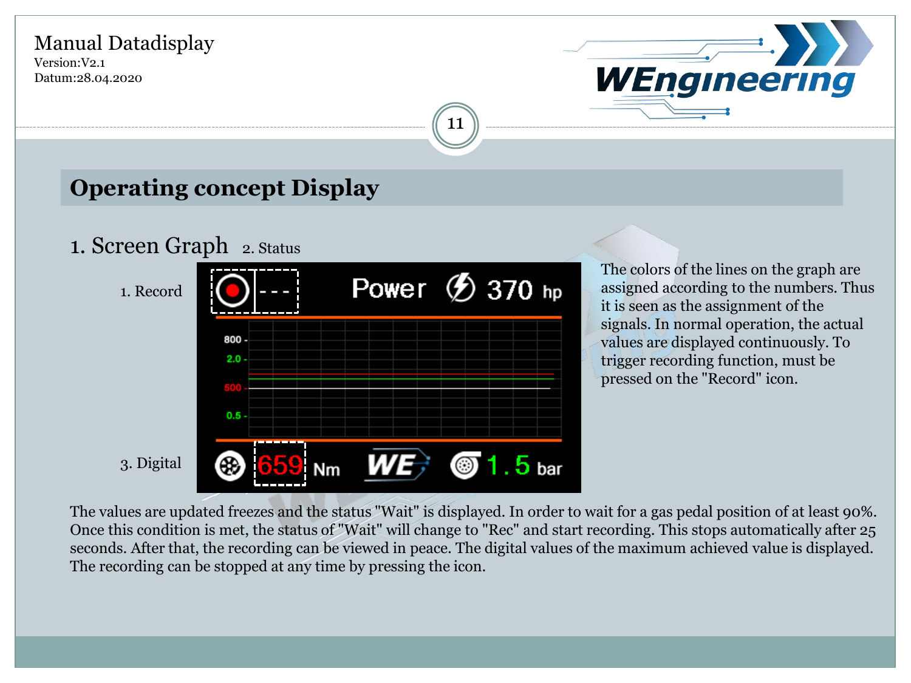## Operating concept Display

1. Screen Graph   2. Status

1. Record

3. Digital

The colors of the lines on the graph are assigned according to the numbers. Thus it is seen as the assignment of the signals. In normal operation, the actual values are displayed continuously. To trigger recording function, must be pressed on the "Record" icon.

The values are updated freezes and the status "Wait" is displayed. In order to wait for a gas pedal position of at least 90%. Once this condition is met, the status of "Wait" will change to "Rec" and start recording. This stops automatically after 25 seconds. After that, the recording can be viewed in peace. The digital values of the maximum achieved value is displayed. The recording can be stopped at any time by pressing the icon.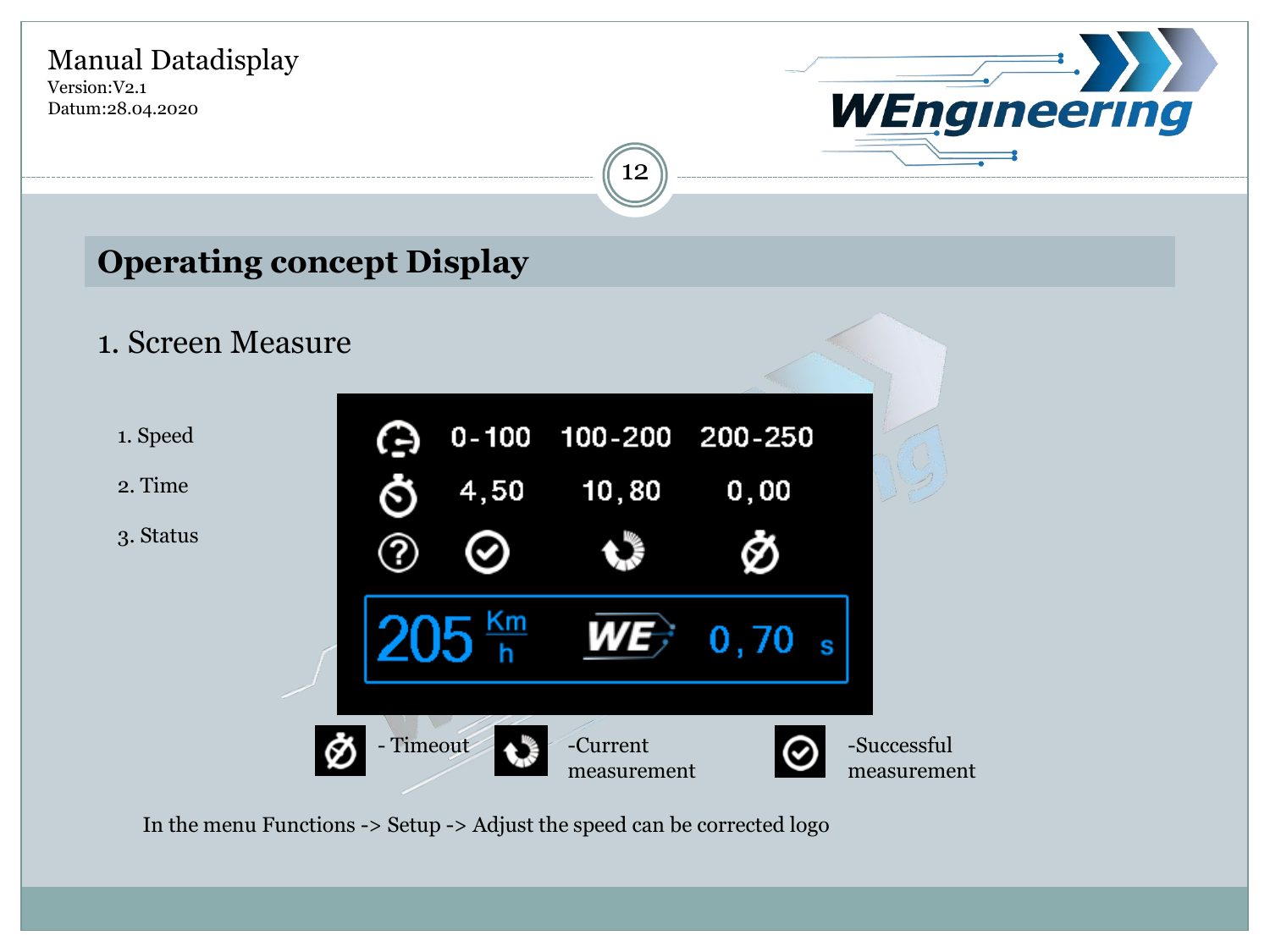## Operating concept Display

### 1. Screen Measure

1. Speed
2. Time
3. Status

| | 0-100 | 100-200 | 200-250 |
|---|---|---|---|
| | 4,50 | 10,80 | 0,00 |

205 Km/h WE 0,70 s

- Timeout
- Current measurement
- Successful measurement

In the menu Functions -> Setup -> Adjust the speed can be corrected logo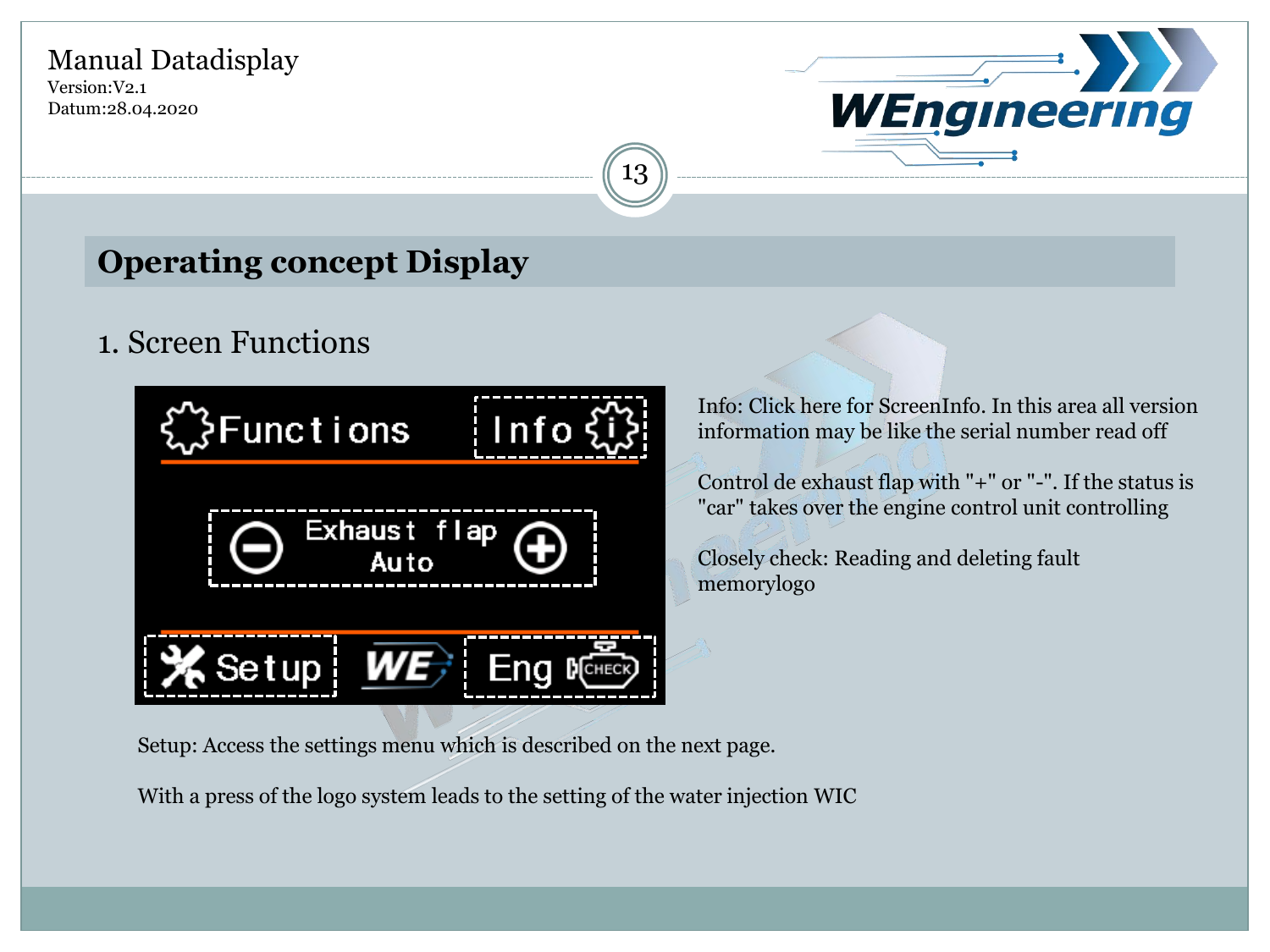## Operating concept Display

### 1. Screen Functions

Info: Click here for ScreenInfo. In this area all version information may be like the serial number read off

Control de exhaust flap with "+" or "-". If the status is "car" takes over the engine control unit controlling

Closely check: Reading and deleting fault memorylogo

Setup: Access the settings menu which is described on the next page.

With a press of the logo system leads to the setting of the water injection WIC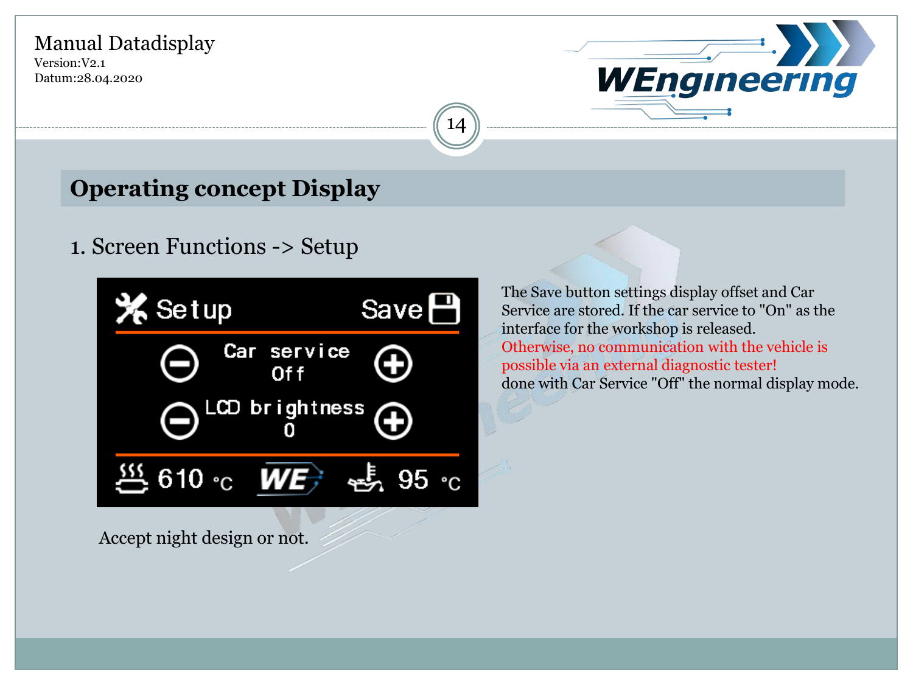## Operating concept Display

1. Screen Functions -> Setup

The Save button settings display offset and Car Service are stored. If the car service to "On" as the interface for the workshop is released.
Otherwise, no communication with the vehicle is possible via an external diagnostic tester!
done with Car Service "Off" the normal display mode.

Accept night design or not.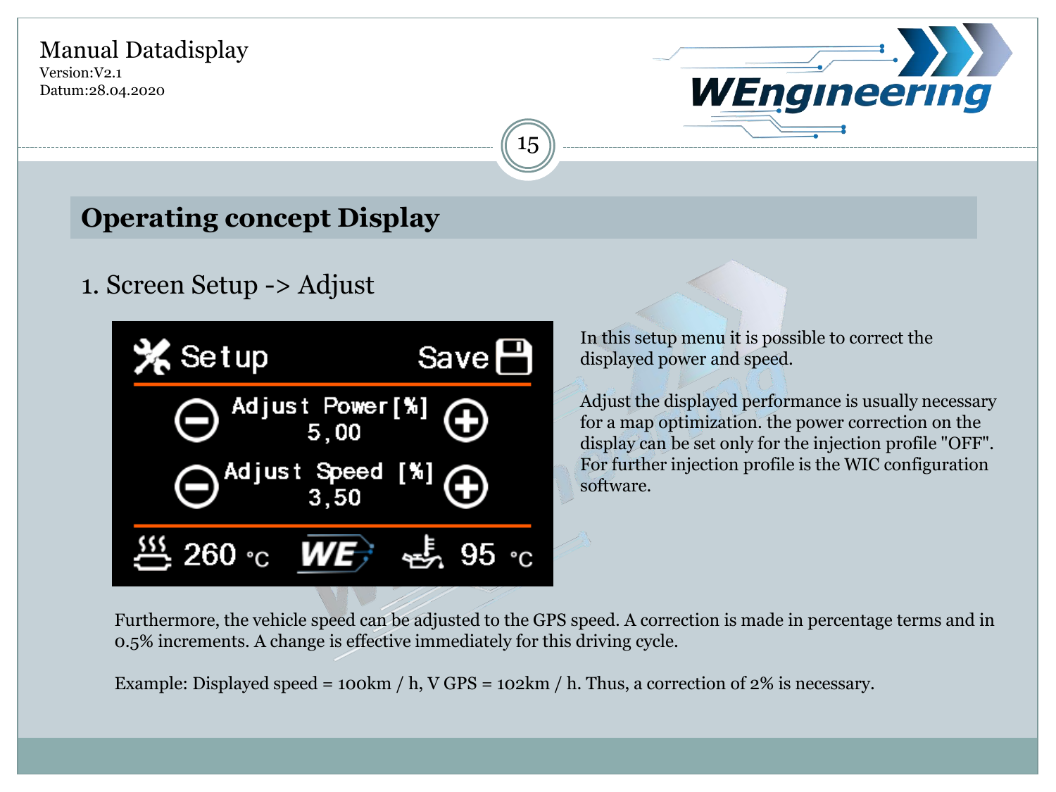## Operating concept Display

### 1. Screen Setup -> Adjust

In this setup menu it is possible to correct the displayed power and speed.

Adjust the displayed performance is usually necessary for a map optimization. the power correction on the display can be set only for the injection profile "OFF". For further injection profile is the WIC configuration software.

Furthermore, the vehicle speed can be adjusted to the GPS speed. A correction is made in percentage terms and in 0.5% increments. A change is effective immediately for this driving cycle.

Example: Displayed speed = 100km / h, V GPS = 102km / h. Thus, a correction of 2% is necessary.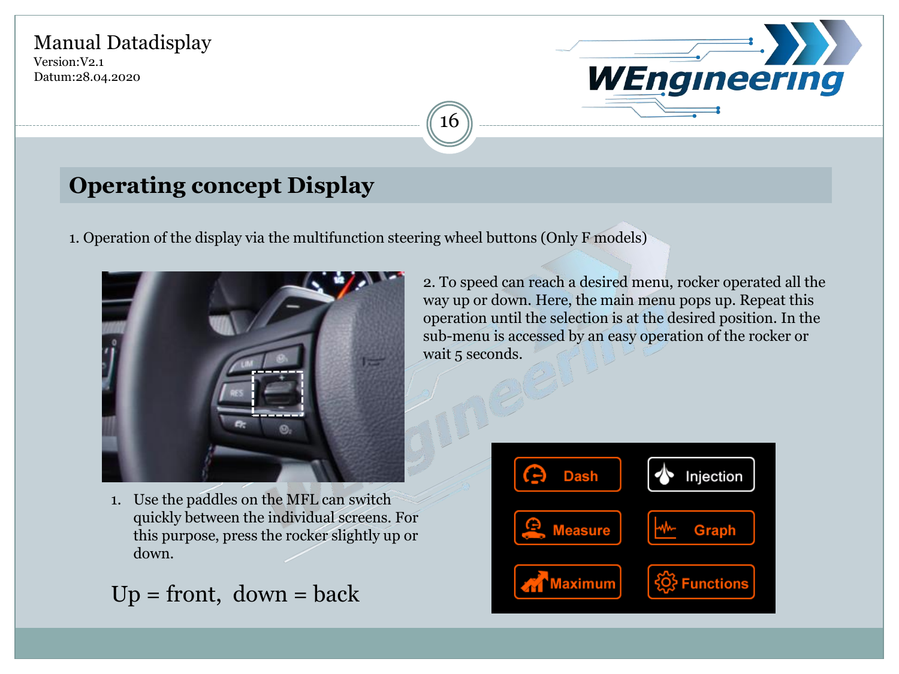## Operating concept Display

1. Operation of the display via the multifunction steering wheel buttons (Only F models)

2. To speed can reach a desired menu, rocker operated all the way up or down. Here, the main menu pops up. Repeat this operation until the selection is at the desired position. In the sub-menu is accessed by an easy operation of the rocker or wait 5 seconds.

1. Use the paddles on the MFL can switch quickly between the individual screens. For this purpose, press the rocker slightly up or down.

Up = front, down = back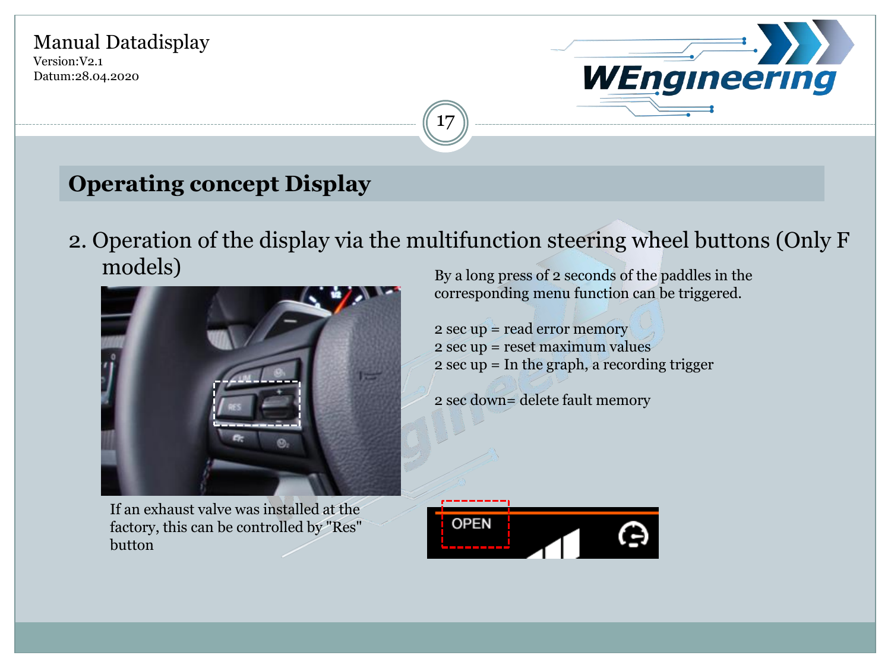## Operating concept Display

2. Operation of the display via the multifunction steering wheel buttons (Only F models)

By a long press of 2 seconds of the paddles in the corresponding menu function can be triggered.

2 sec up = read error memory
2 sec up = reset maximum values
2 sec up = In the graph, a recording trigger

2 sec down= delete fault memory

If an exhaust valve was installed at the factory, this can be controlled by "Res" button